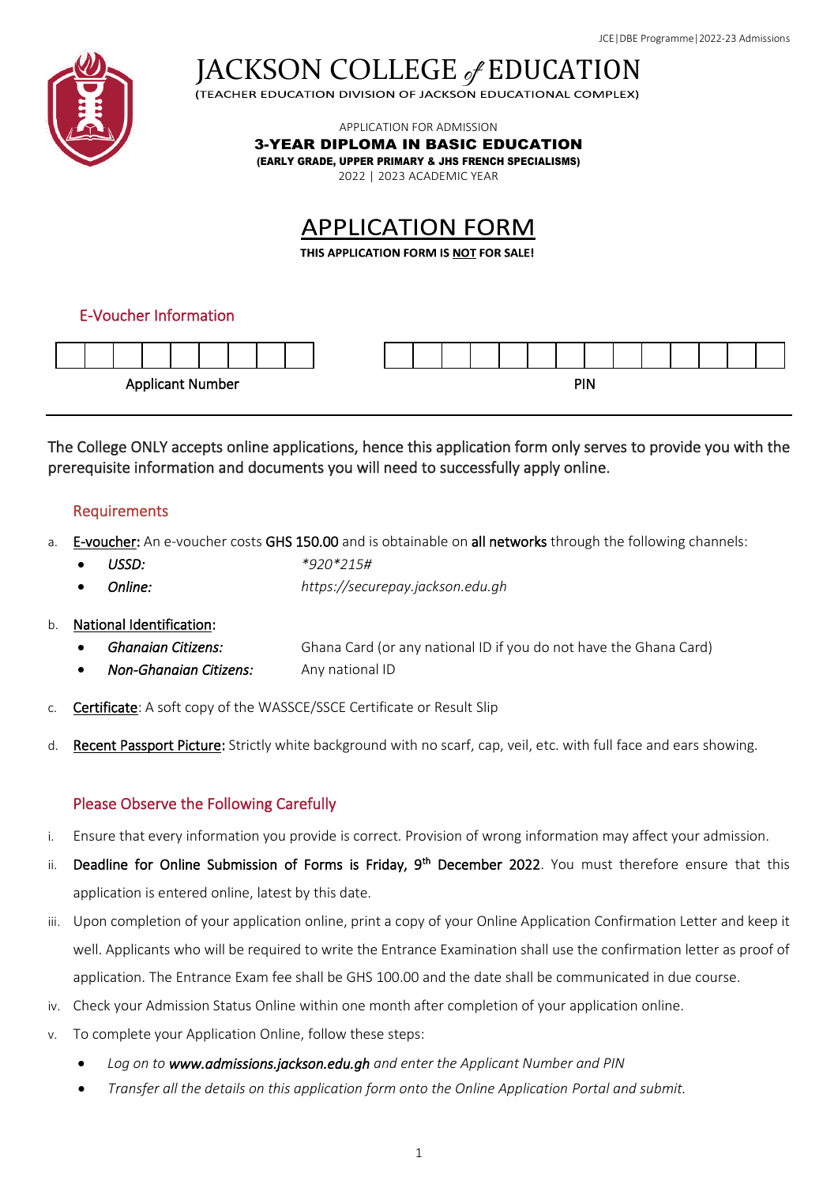# JACKSON COLLEGE of EDUCATION

(TEACHER EDUCATION DIVISION OF JACKSON EDUCATIONAL COMPLEX)

APPLICATION FOR ADMISSION

**3-YEAR DIPLOMA IN BASIC EDUCATION**

**(EARLY GRADE, UPPER PRIMARY & JHS FRENCH SPECIALISMS)**

2022 | 2023 ACADEMIC YEAR

## APPLICATION FORM

**THIS APPLICATION FORM IS NOT FOR SALE!**

### E-Voucher Information

| | | | | | | | | |
|---|---|---|---|---|---|---|---|---|
| | | | | | | | | |

Applicant Number

| | | | | | | | | | | | | | |
|---|---|---|---|---|---|---|---|---|---|---|---|---|---|
| | | | | | | | | | | | | | |

PIN

---

The College ONLY accepts online applications, hence this application form only serves to provide you with the prerequisite information and documents you will need to successfully apply online.

### Requirements

a. **E-voucher:** An e-voucher costs **GHS 150.00** and is obtainable on **all networks** through the following channels:
   - *USSD:* *920*215#
   - *Online:* https://securepay.jackson.edu.gh

b. **National Identification:**
   - *Ghanaian Citizens:* Ghana Card (or any national ID if you do not have the Ghana Card)
   - *Non-Ghanaian Citizens:* Any national ID

c. **Certificate**: A soft copy of the WASSCE/SSCE Certificate or Result Slip

d. **Recent Passport Picture:** Strictly white background with no scarf, cap, veil, etc. with full face and ears showing.

### Please Observe the Following Carefully

i. Ensure that every information you provide is correct. Provision of wrong information may affect your admission.

ii. **Deadline for Online Submission of Forms is Friday, 9th December 2022**. You must therefore ensure that this application is entered online, latest by this date.

iii. Upon completion of your application online, print a copy of your Online Application Confirmation Letter and keep it well. Applicants who will be required to write the Entrance Examination shall use the confirmation letter as proof of application. The Entrance Exam fee shall be GHS 100.00 and the date shall be communicated in due course.

iv. Check your Admission Status Online within one month after completion of your application online.

v. To complete your Application Online, follow these steps:
   - *Log on to* ***www.admissions.jackson.edu.gh*** *and enter the Applicant Number and PIN*
   - *Transfer all the details on this application form onto the Online Application Portal and submit.*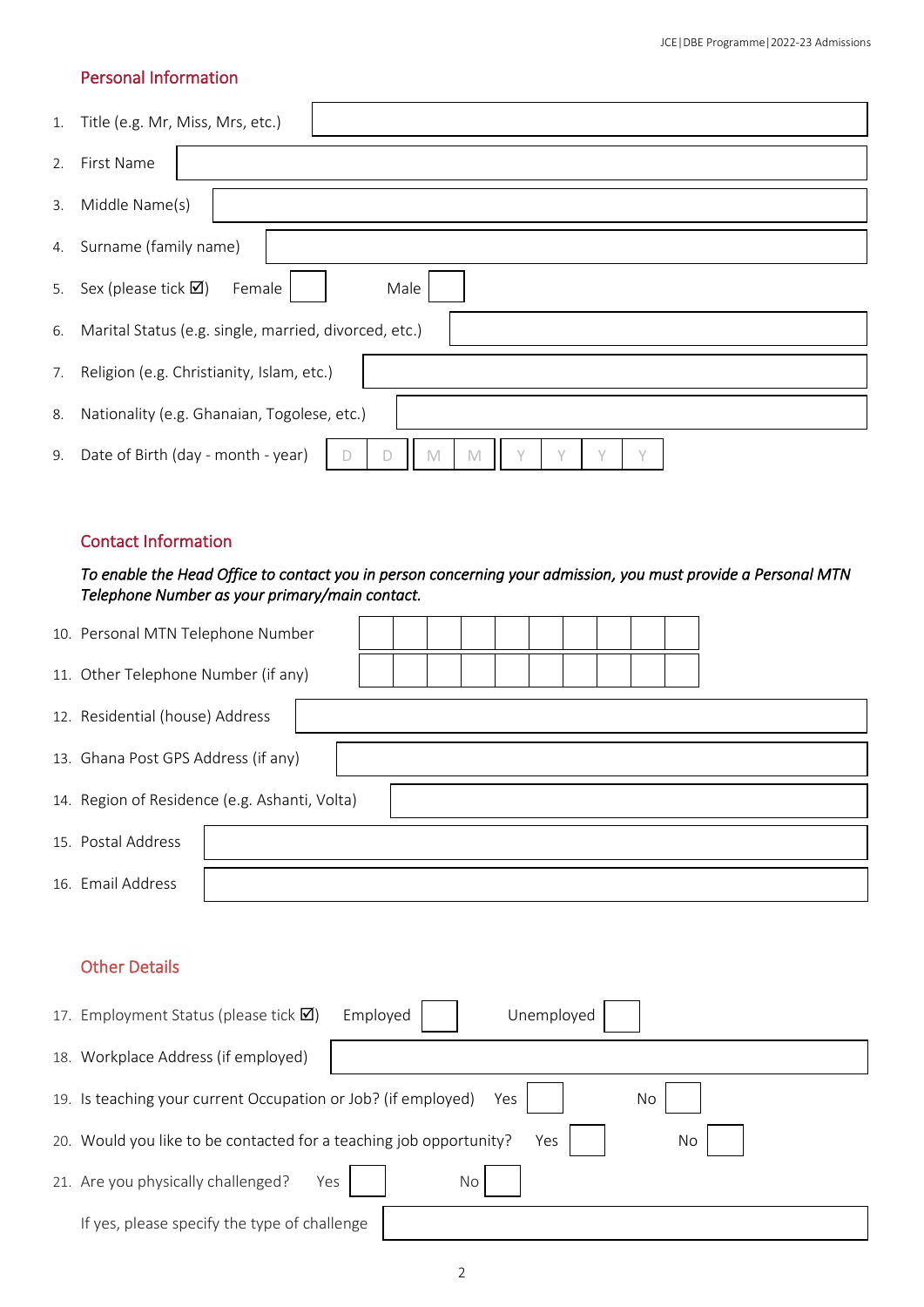## Personal Information

1. Title (e.g. Mr, Miss, Mrs, etc.)
2. First Name
3. Middle Name(s)
4. Surname (family name)
5. Sex (please tick ☑) Female ☐ Male ☐
6. Marital Status (e.g. single, married, divorced, etc.)
7. Religion (e.g. Christianity, Islam, etc.)
8. Nationality (e.g. Ghanaian, Togolese, etc.)
9. Date of Birth (day - month - year) D D M M Y Y Y Y

## Contact Information

*To enable the Head Office to contact you in person concerning your admission, you must provide a Personal MTN Telephone Number as your primary/main contact.*

10. Personal MTN Telephone Number
11. Other Telephone Number (if any)
12. Residential (house) Address
13. Ghana Post GPS Address (if any)
14. Region of Residence (e.g. Ashanti, Volta)
15. Postal Address
16. Email Address

## Other Details

17. Employment Status (please tick ☑) Employed ☐ Unemployed ☐
18. Workplace Address (if employed)
19. Is teaching your current Occupation or Job? (if employed) Yes ☐ No ☐
20. Would you like to be contacted for a teaching job opportunity? Yes ☐ No ☐
21. Are you physically challenged? Yes ☐ No ☐

    If yes, please specify the type of challenge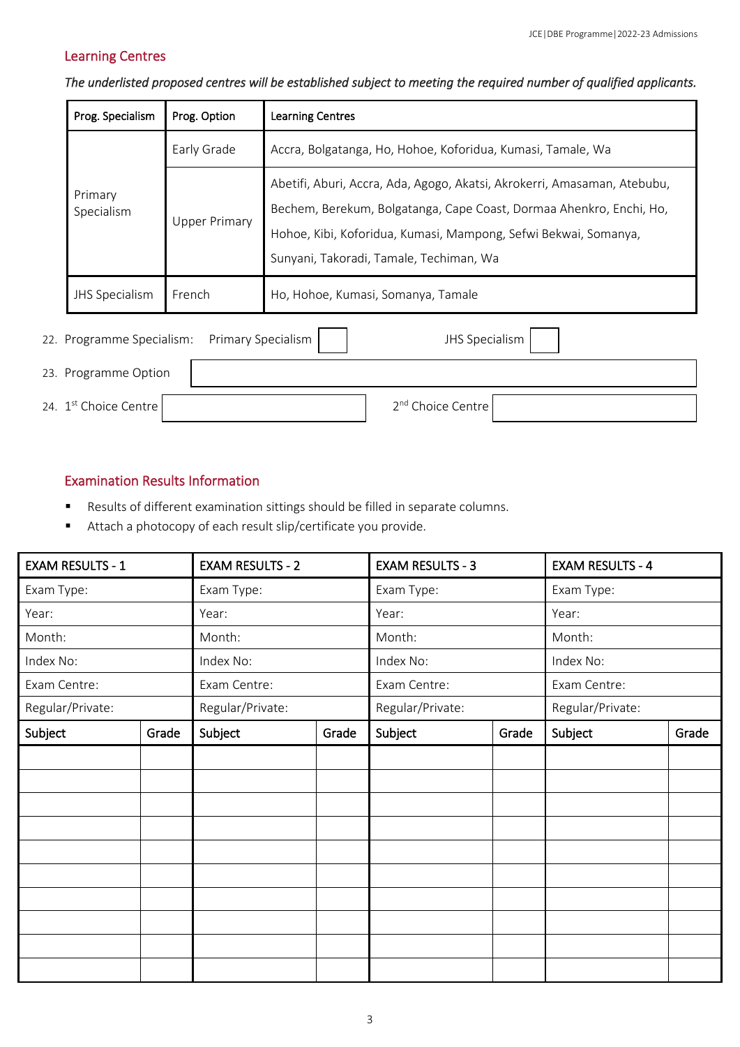## Learning Centres

*The underlisted proposed centres will be established subject to meeting the required number of qualified applicants.*

| Prog. Specialism | Prog. Option | Learning Centres |
|---|---|---|
| Primary Specialism | Early Grade | Accra, Bolgatanga, Ho, Hohoe, Koforidua, Kumasi, Tamale, Wa |
| | Upper Primary | Abetifi, Aburi, Accra, Ada, Agogo, Akatsi, Akrokerri, Amasaman, Atebubu, Bechem, Berekum, Bolgatanga, Cape Coast, Dormaa Ahenkro, Enchi, Ho, Hohoe, Kibi, Koforidua, Kumasi, Mampong, Sefwi Bekwai, Somanya, Sunyani, Takoradi, Tamale, Techiman, Wa |
| JHS Specialism | French | Ho, Hohoe, Kumasi, Somanya, Tamale |

22. Programme Specialism: Primary Specialism ☐ JHS Specialism ☐

23. Programme Option ______________________

24. 1st Choice Centre ______________ 2nd Choice Centre ______________

## Examination Results Information

- Results of different examination sittings should be filled in separate columns.
- Attach a photocopy of each result slip/certificate you provide.

| EXAM RESULTS - 1 | | EXAM RESULTS - 2 | | EXAM RESULTS - 3 | | EXAM RESULTS - 4 | |
|---|---|---|---|---|---|---|---|
| Exam Type: | | Exam Type: | | Exam Type: | | Exam Type: | |
| Year: | | Year: | | Year: | | Year: | |
| Month: | | Month: | | Month: | | Month: | |
| Index No: | | Index No: | | Index No: | | Index No: | |
| Exam Centre: | | Exam Centre: | | Exam Centre: | | Exam Centre: | |
| Regular/Private: | | Regular/Private: | | Regular/Private: | | Regular/Private: | |
| **Subject** | **Grade** | **Subject** | **Grade** | **Subject** | **Grade** | **Subject** | **Grade** |
| | | | | | | | |
| | | | | | | | |
| | | | | | | | |
| | | | | | | | |
| | | | | | | | |
| | | | | | | | |
| | | | | | | | |
| | | | | | | | |
| | | | | | | | |
| | | | | | | | |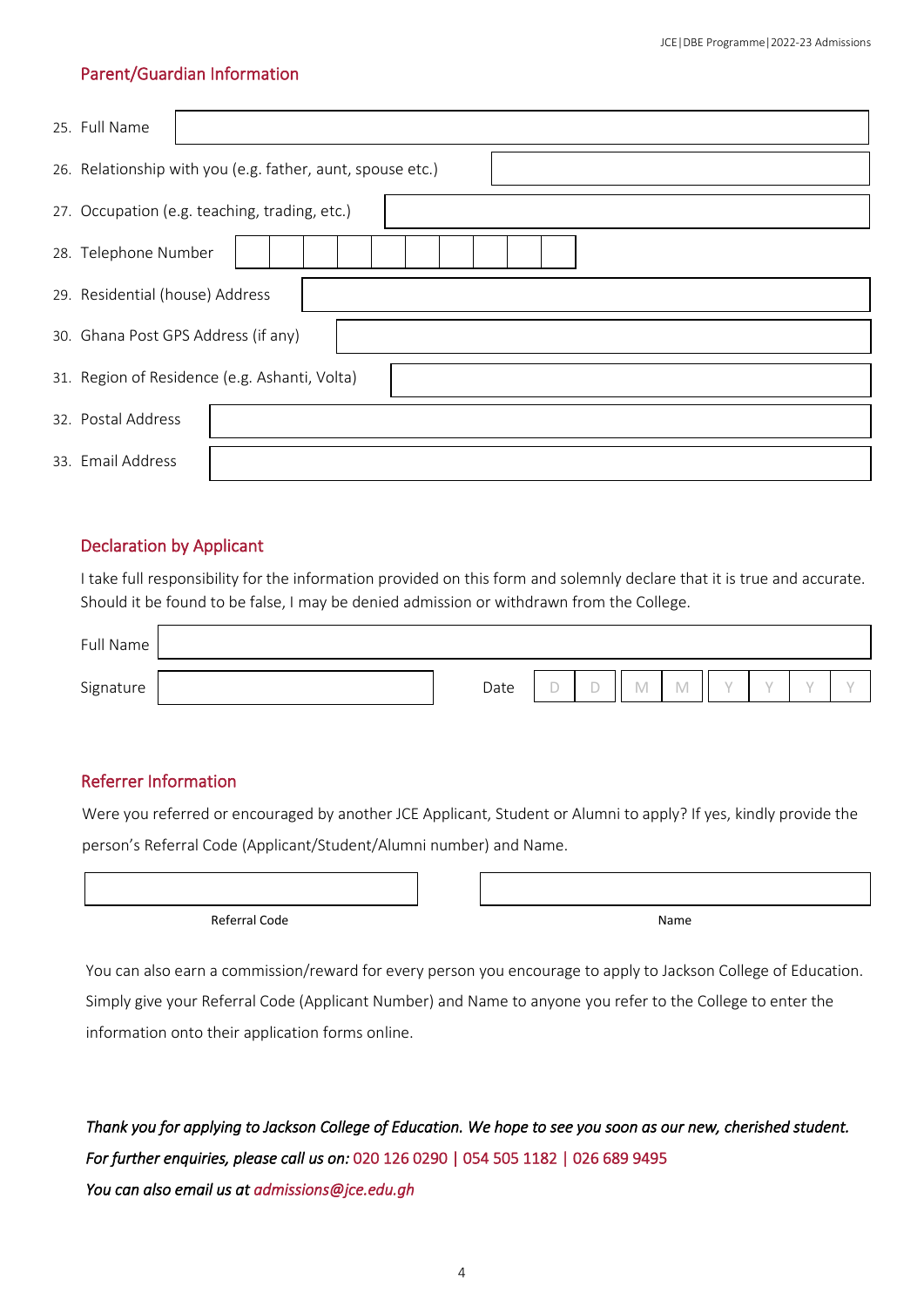## Parent/Guardian Information

25. Full Name
26. Relationship with you (e.g. father, aunt, spouse etc.)
27. Occupation (e.g. teaching, trading, etc.)
28. Telephone Number
29. Residential (house) Address
30. Ghana Post GPS Address (if any)
31. Region of Residence (e.g. Ashanti, Volta)
32. Postal Address
33. Email Address

## Declaration by Applicant

I take full responsibility for the information provided on this form and solemnly declare that it is true and accurate. Should it be found to be false, I may be denied admission or withdrawn from the College.

Full Name

Signature

Date D D M M Y Y Y Y

## Referrer Information

Were you referred or encouraged by another JCE Applicant, Student or Alumni to apply? If yes, kindly provide the person's Referral Code (Applicant/Student/Alumni number) and Name.

Referral Code

Name

You can also earn a commission/reward for every person you encourage to apply to Jackson College of Education. Simply give your Referral Code (Applicant Number) and Name to anyone you refer to the College to enter the information onto their application forms online.

*Thank you for applying to Jackson College of Education. We hope to see you soon as our new, cherished student.*

*For further enquiries, please call us on:* 020 126 0290 | 054 505 1182 | 026 689 9495

*You can also email us at* *admissions@jce.edu.gh*